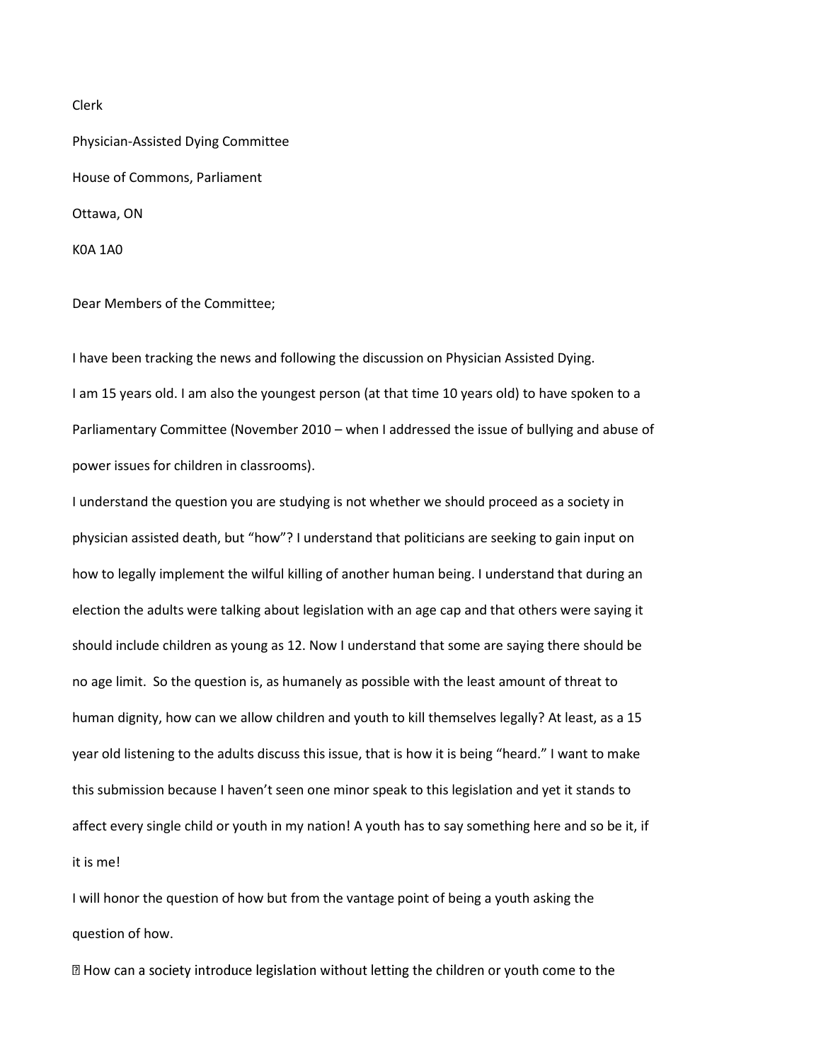Clerk

Physician-Assisted Dying Committee

House of Commons, Parliament

Ottawa, ON

K0A 1A0

Dear Members of the Committee;

I have been tracking the news and following the discussion on Physician Assisted Dying.

I am 15 years old. I am also the youngest person (at that time 10 years old) to have spoken to a Parliamentary Committee (November 2010 – when I addressed the issue of bullying and abuse of power issues for children in classrooms).

I understand the question you are studying is not whether we should proceed as a society in physician assisted death, but "how"? I understand that politicians are seeking to gain input on how to legally implement the wilful killing of another human being. I understand that during an election the adults were talking about legislation with an age cap and that others were saying it should include children as young as 12. Now I understand that some are saying there should be no age limit. So the question is, as humanely as possible with the least amount of threat to human dignity, how can we allow children and youth to kill themselves legally? At least, as a 15 year old listening to the adults discuss this issue, that is how it is being "heard." I want to make this submission because I haven't seen one minor speak to this legislation and yet it stands to affect every single child or youth in my nation! A youth has to say something here and so be it, if it is me!

I will honor the question of how but from the vantage point of being a youth asking the question of how.

- How can a society introduce legislation without letting the children or youth come to the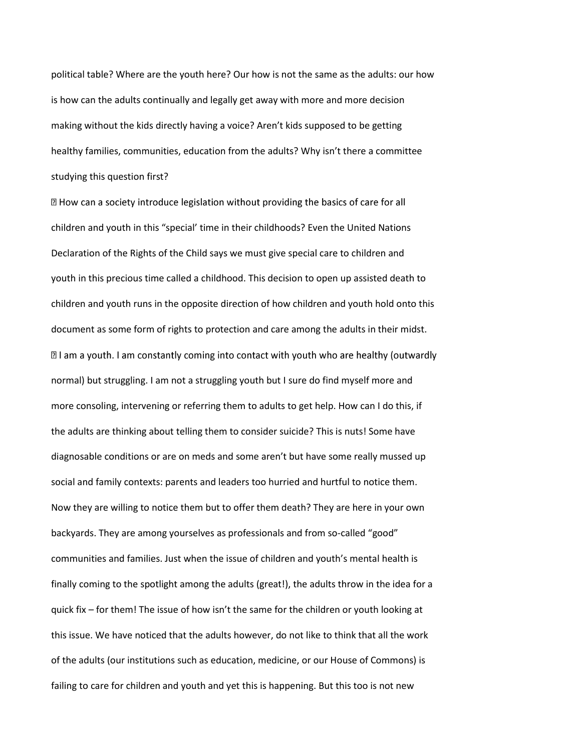political table? Where are the youth here? Our how is not the same as the adults: our how is how can the adults continually and legally get away with more and more decision making without the kids directly having a voice? Aren't kids supposed to be getting healthy families, communities, education from the adults? Why isn't there a committee studying this question first?

- How can a society introduce legislation without providing the basics of care for all children and youth in this "special' time in their childhoods? Even the United Nations Declaration of the Rights of the Child says we must give special care to children and youth in this precious time called a childhood. This decision to open up assisted death to children and youth runs in the opposite direction of how children and youth hold onto this document as some form of rights to protection and care among the adults in their midst.
- I am a youth. I am constantly coming into contact with youth who are healthy (outwardly normal) but struggling. I am not a struggling youth but I sure do find myself more and more consoling, intervening or referring them to adults to get help. How can I do this, if the adults are thinking about telling them to consider suicide? This is nuts! Some have diagnosable conditions or are on meds and some aren't but have some really mussed up social and family contexts: parents and leaders too hurried and hurtful to notice them. Now they are willing to notice them but to offer them death? They are here in your own backyards. They are among yourselves as professionals and from so-called "good" communities and families. Just when the issue of children and youth's mental health is finally coming to the spotlight among the adults (great!), the adults throw in the idea for a quick fix – for them! The issue of how isn't the same for the children or youth looking at this issue. We have noticed that the adults however, do not like to think that all the work of the adults (our institutions such as education, medicine, or our House of Commons) is failing to care for children and youth and yet this is happening. But this too is not new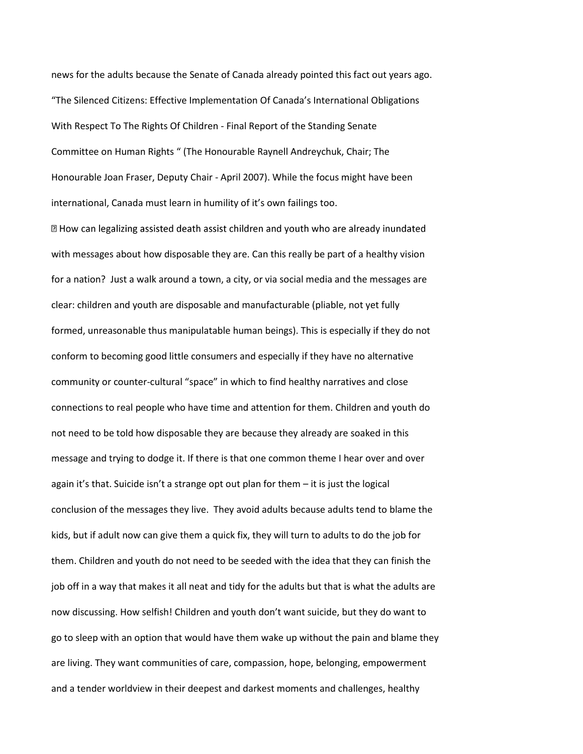news for the adults because the Senate of Canada already pointed this fact out years ago. "The Silenced Citizens: Effective Implementation Of Canada's International Obligations With Respect To The Rights Of Children - Final Report of the Standing Senate Committee on Human Rights " (The Honourable Raynell Andreychuk, Chair; The Honourable Joan Fraser, Deputy Chair - April 2007). While the focus might have been international, Canada must learn in humility of it's own failings too.

 How can legalizing assisted death assist children and youth who are already inundated with messages about how disposable they are. Can this really be part of a healthy vision for a nation? Just a walk around a town, a city, or via social media and the messages are clear: children and youth are disposable and manufacturable (pliable, not yet fully formed, unreasonable thus manipulatable human beings). This is especially if they do not conform to becoming good little consumers and especially if they have no alternative community or counter-cultural "space" in which to find healthy narratives and close connections to real people who have time and attention for them. Children and youth do not need to be told how disposable they are because they already are soaked in this message and trying to dodge it. If there is that one common theme I hear over and over again it's that. Suicide isn't a strange opt out plan for them – it is just the logical conclusion of the messages they live. They avoid adults because adults tend to blame the kids, but if adult now can give them a quick fix, they will turn to adults to do the job for them. Children and youth do not need to be seeded with the idea that they can finish the job off in a way that makes it all neat and tidy for the adults but that is what the adults are now discussing. How selfish! Children and youth don't want suicide, but they do want to go to sleep with an option that would have them wake up without the pain and blame they are living. They want communities of care, compassion, hope, belonging, empowerment and a tender worldview in their deepest and darkest moments and challenges, healthy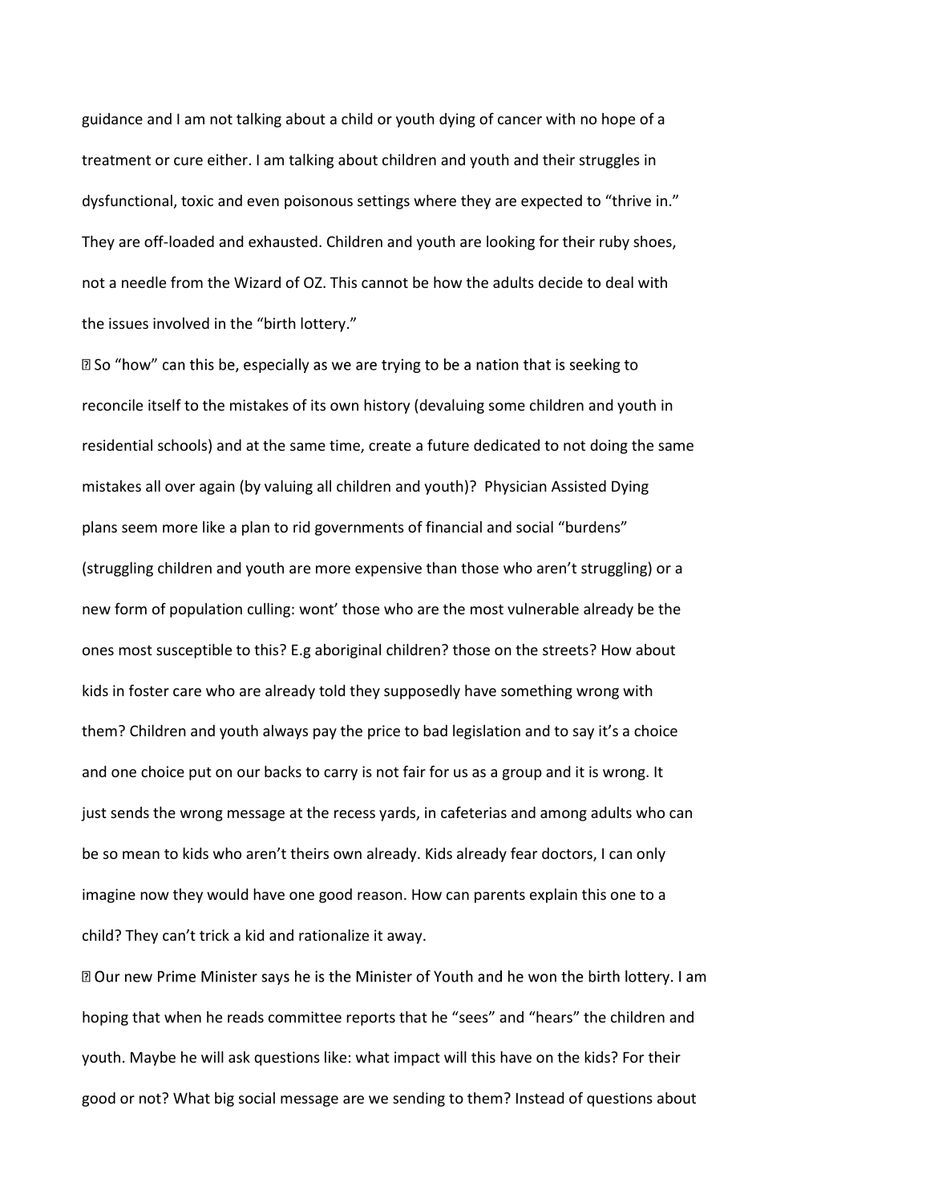guidance and I am not talking about a child or youth dying of cancer with no hope of a treatment or cure either. I am talking about children and youth and their struggles in dysfunctional, toxic and even poisonous settings where they are expected to "thrive in." They are off-loaded and exhausted. Children and youth are looking for their ruby shoes, not a needle from the Wizard of OZ. This cannot be how the adults decide to deal with the issues involved in the "birth lottery."

 So "how" can this be, especially as we are trying to be a nation that is seeking to reconcile itself to the mistakes of its own history (devaluing some children and youth in residential schools) and at the same time, create a future dedicated to not doing the same mistakes all over again (by valuing all children and youth)? Physician Assisted Dying plans seem more like a plan to rid governments of financial and social "burdens" (struggling children and youth are more expensive than those who aren't struggling) or a new form of population culling: wont' those who are the most vulnerable already be the ones most susceptible to this? E.g aboriginal children? those on the streets? How about kids in foster care who are already told they supposedly have something wrong with them? Children and youth always pay the price to bad legislation and to say it's a choice and one choice put on our backs to carry is not fair for us as a group and it is wrong. It just sends the wrong message at the recess yards, in cafeterias and among adults who can be so mean to kids who aren't theirs own already. Kids already fear doctors, I can only imagine now they would have one good reason. How can parents explain this one to a child? They can't trick a kid and rationalize it away.

 Our new Prime Minister says he is the Minister of Youth and he won the birth lottery. I am hoping that when he reads committee reports that he "sees" and "hears" the children and youth. Maybe he will ask questions like: what impact will this have on the kids? For their good or not? What big social message are we sending to them? Instead of questions about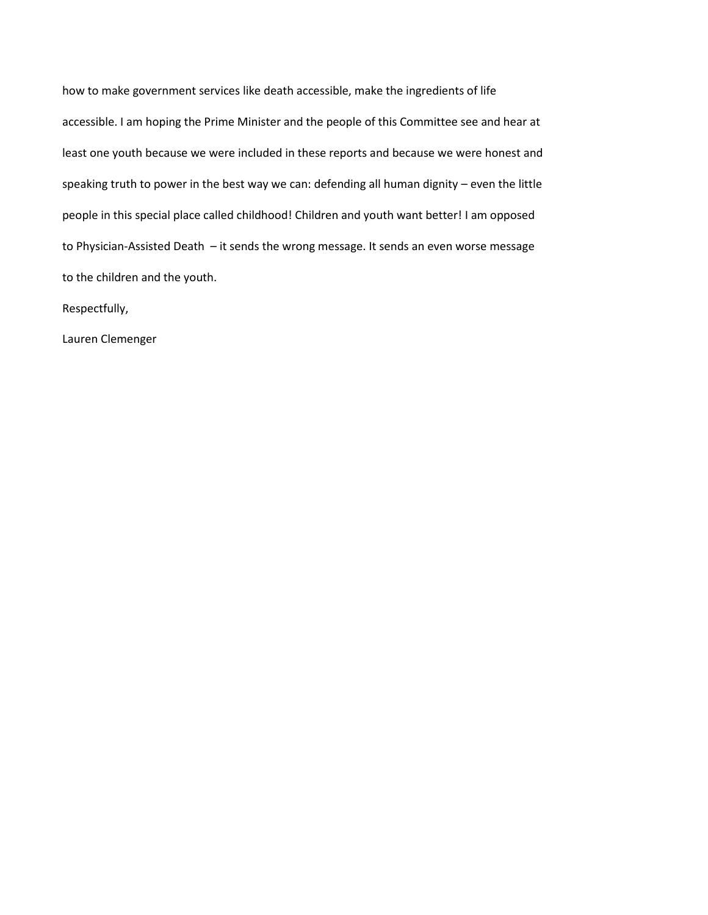how to make government services like death accessible, make the ingredients of life accessible. I am hoping the Prime Minister and the people of this Committee see and hear at least one youth because we were included in these reports and because we were honest and speaking truth to power in the best way we can: defending all human dignity – even the little people in this special place called childhood! Children and youth want better! I am opposed to Physician-Assisted Death – it sends the wrong message. It sends an even worse message to the children and the youth.

Respectfully,

Lauren Clemenger